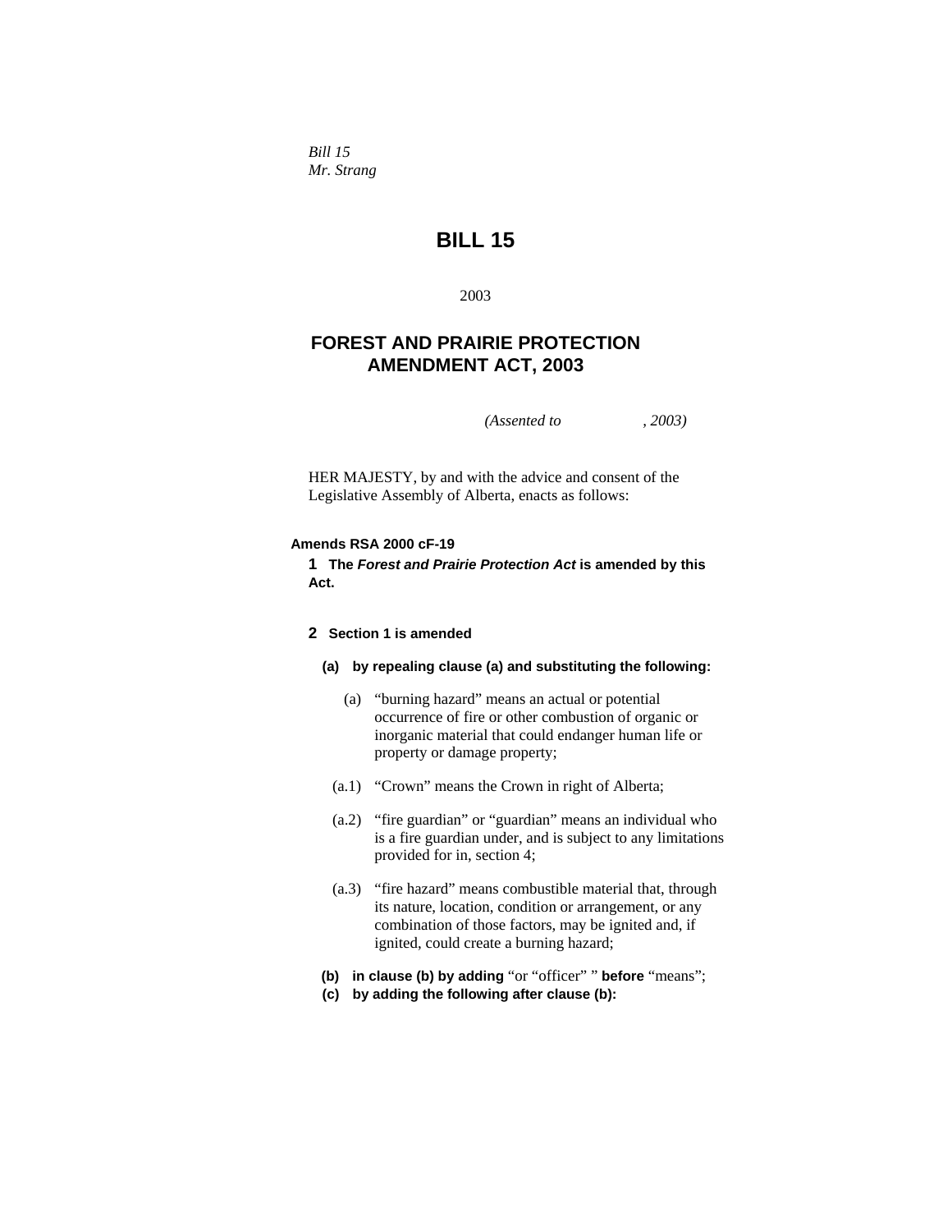*Bill 15*
*Mr. Strang*

# BILL 15

2003

## FOREST AND PRAIRIE PROTECTION AMENDMENT ACT, 2003

*(Assented to , 2003)*

HER MAJESTY, by and with the advice and consent of the Legislative Assembly of Alberta, enacts as follows:

**Amends RSA 2000 cF-19**

**1 The *Forest and Prairie Protection Act* is amended by this Act.**

**2 Section 1 is amended**

**(a) by repealing clause (a) and substituting the following:**

(a) "burning hazard" means an actual or potential occurrence of fire or other combustion of organic or inorganic material that could endanger human life or property or damage property;

(a.1) "Crown" means the Crown in right of Alberta;

(a.2) "fire guardian" or "guardian" means an individual who is a fire guardian under, and is subject to any limitations provided for in, section 4;

(a.3) "fire hazard" means combustible material that, through its nature, location, condition or arrangement, or any combination of those factors, may be ignited and, if ignited, could create a burning hazard;

**(b) in clause (b) by adding** "or "officer" " **before** "means";

**(c) by adding the following after clause (b):**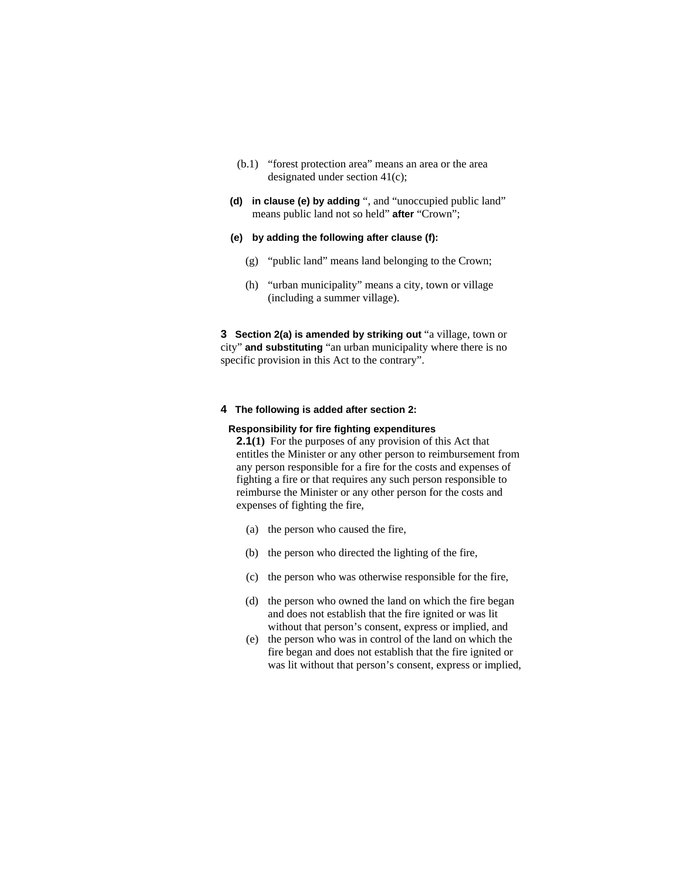(b.1) "forest protection area" means an area or the area designated under section 41(c);

**(d) in clause (e) by adding** ", and "unoccupied public land" means public land not so held" **after** "Crown";

**(e) by adding the following after clause (f):**

(g) "public land" means land belonging to the Crown;

(h) "urban municipality" means a city, town or village (including a summer village).

**3 Section 2(a) is amended by striking out** "a village, town or city" **and substituting** "an urban municipality where there is no specific provision in this Act to the contrary".

**4 The following is added after section 2:**

**Responsibility for fire fighting expenditures**

**2.1(1)** For the purposes of any provision of this Act that entitles the Minister or any other person to reimbursement from any person responsible for a fire for the costs and expenses of fighting a fire or that requires any such person responsible to reimburse the Minister or any other person for the costs and expenses of fighting the fire,

(a) the person who caused the fire,

(b) the person who directed the lighting of the fire,

(c) the person who was otherwise responsible for the fire,

(d) the person who owned the land on which the fire began and does not establish that the fire ignited or was lit without that person's consent, express or implied, and

(e) the person who was in control of the land on which the fire began and does not establish that the fire ignited or was lit without that person's consent, express or implied,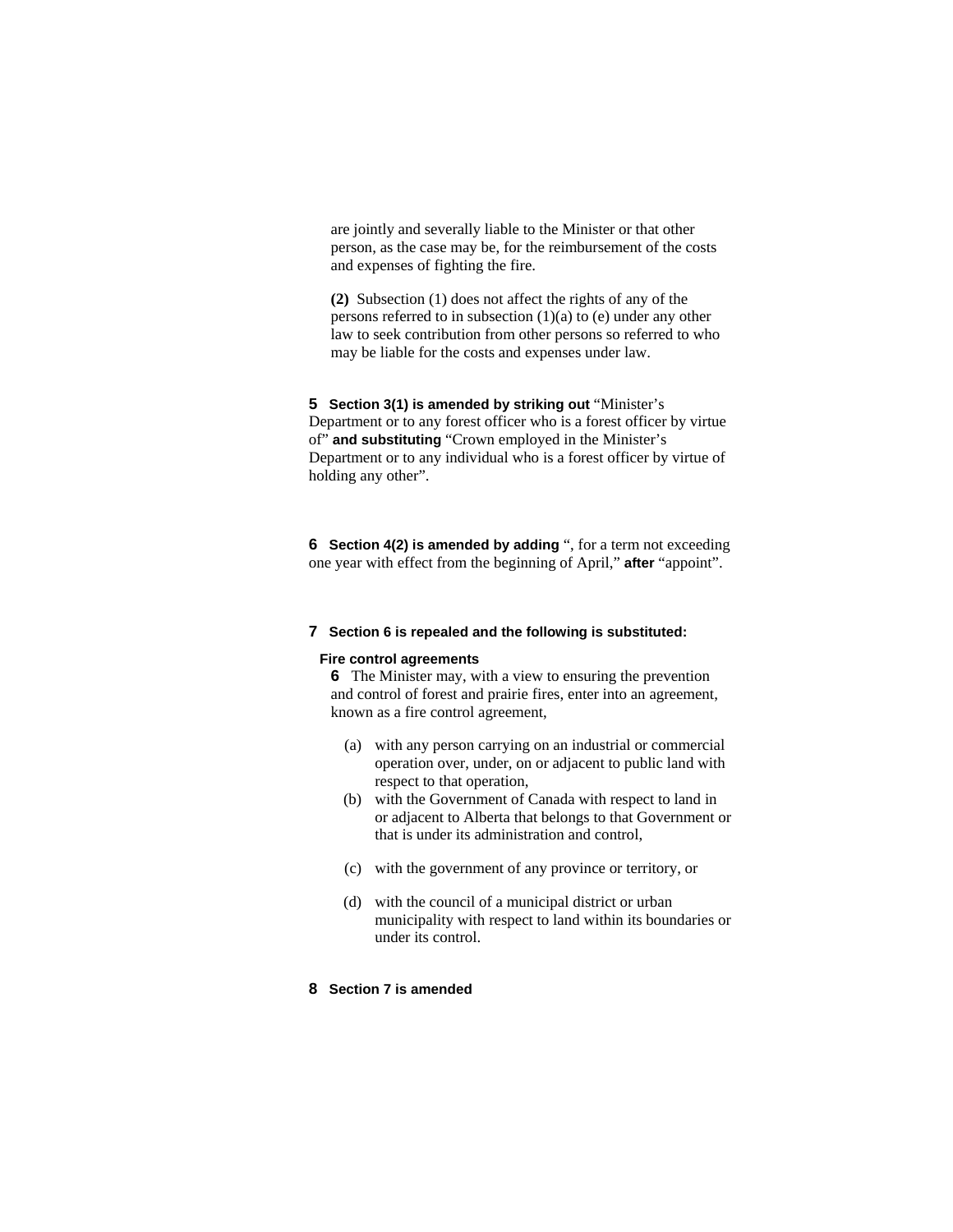are jointly and severally liable to the Minister or that other person, as the case may be, for the reimbursement of the costs and expenses of fighting the fire.

**(2)** Subsection (1) does not affect the rights of any of the persons referred to in subsection (1)(a) to (e) under any other law to seek contribution from other persons so referred to who may be liable for the costs and expenses under law.

**5 Section 3(1) is amended by striking out** "Minister's Department or to any forest officer who is a forest officer by virtue of" **and substituting** "Crown employed in the Minister's Department or to any individual who is a forest officer by virtue of holding any other".

**6 Section 4(2) is amended by adding** ", for a term not exceeding one year with effect from the beginning of April," **after** "appoint".

**7 Section 6 is repealed and the following is substituted:**

**Fire control agreements**

**6** The Minister may, with a view to ensuring the prevention and control of forest and prairie fires, enter into an agreement, known as a fire control agreement,

(a) with any person carrying on an industrial or commercial operation over, under, on or adjacent to public land with respect to that operation,

(b) with the Government of Canada with respect to land in or adjacent to Alberta that belongs to that Government or that is under its administration and control,

(c) with the government of any province or territory, or

(d) with the council of a municipal district or urban municipality with respect to land within its boundaries or under its control.

**8 Section 7 is amended**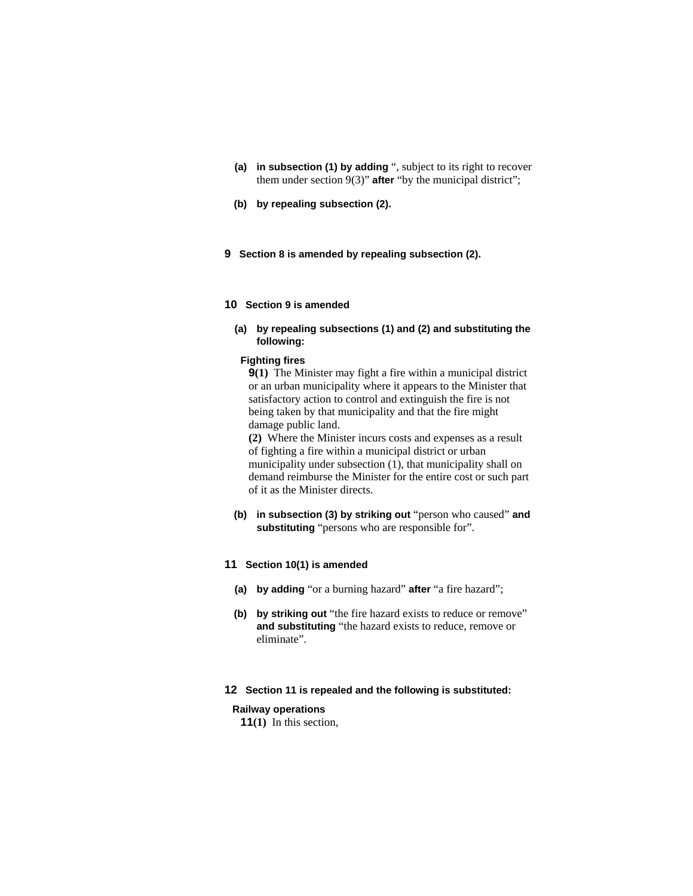**(a)** **in subsection (1) by adding** ", subject to its right to recover them under section 9(3)" **after** "by the municipal district";

**(b)** **by repealing subsection (2).**

**9** **Section 8 is amended by repealing subsection (2).**

**10** **Section 9 is amended**

**(a)** **by repealing subsections (1) and (2) and substituting the following:**

**Fighting fires**

**9(1)** The Minister may fight a fire within a municipal district or an urban municipality where it appears to the Minister that satisfactory action to control and extinguish the fire is not being taken by that municipality and that the fire might damage public land.

**(2)** Where the Minister incurs costs and expenses as a result of fighting a fire within a municipal district or urban municipality under subsection (1), that municipality shall on demand reimburse the Minister for the entire cost or such part of it as the Minister directs.

**(b)** **in subsection (3) by striking out** "person who caused" **and substituting** "persons who are responsible for".

**11** **Section 10(1) is amended**

**(a)** **by adding** "or a burning hazard" **after** "a fire hazard";

**(b)** **by striking out** "the fire hazard exists to reduce or remove" **and substituting** "the hazard exists to reduce, remove or eliminate".

**12** **Section 11 is repealed and the following is substituted:**

**Railway operations**

**11(1)** In this section,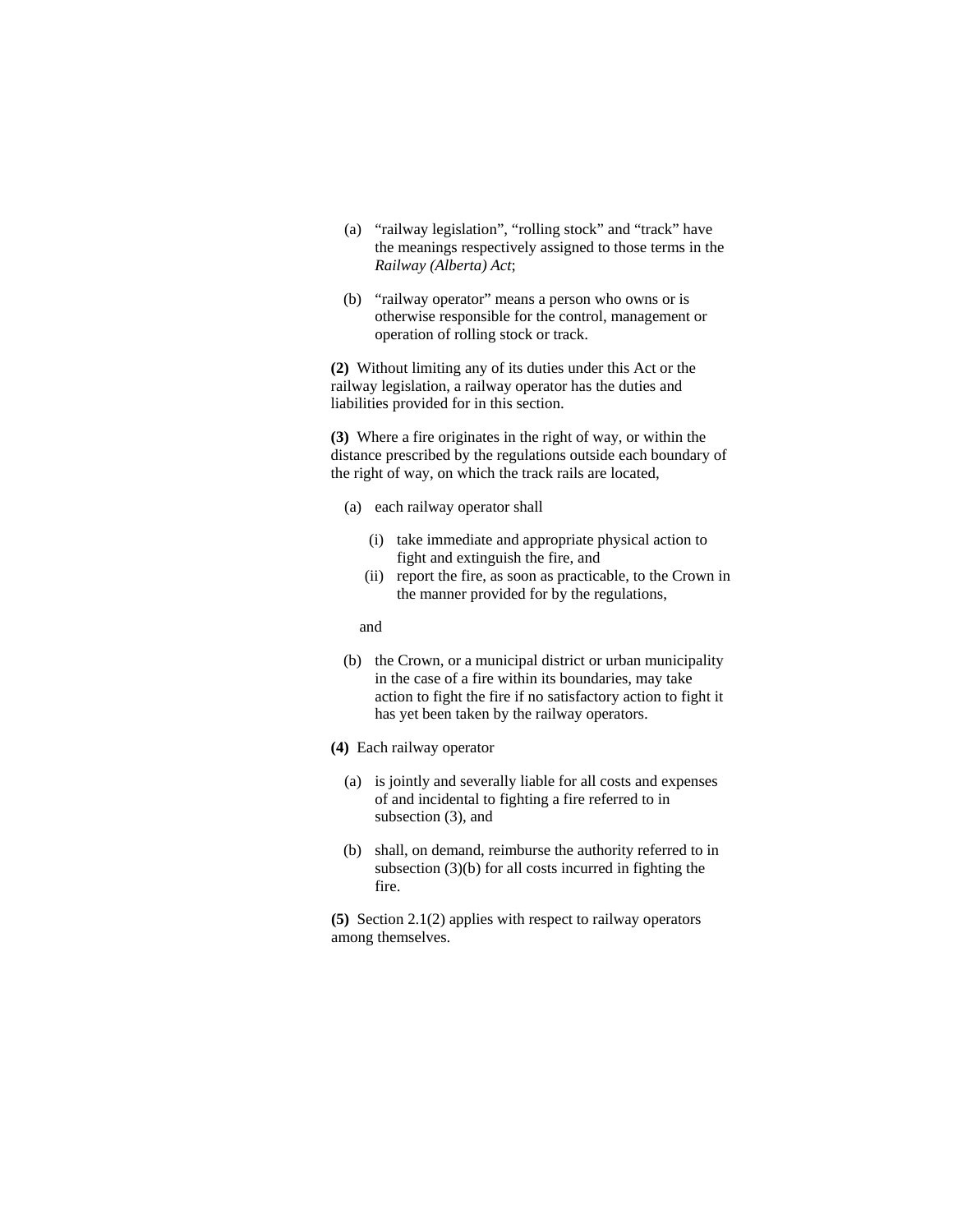(a) "railway legislation", "rolling stock" and "track" have the meanings respectively assigned to those terms in the *Railway (Alberta) Act*;

(b) "railway operator" means a person who owns or is otherwise responsible for the control, management or operation of rolling stock or track.

**(2)** Without limiting any of its duties under this Act or the railway legislation, a railway operator has the duties and liabilities provided for in this section.

**(3)** Where a fire originates in the right of way, or within the distance prescribed by the regulations outside each boundary of the right of way, on which the track rails are located,

(a) each railway operator shall

(i) take immediate and appropriate physical action to fight and extinguish the fire, and

(ii) report the fire, as soon as practicable, to the Crown in the manner provided for by the regulations,

and

(b) the Crown, or a municipal district or urban municipality in the case of a fire within its boundaries, may take action to fight the fire if no satisfactory action to fight it has yet been taken by the railway operators.

**(4)** Each railway operator

(a) is jointly and severally liable for all costs and expenses of and incidental to fighting a fire referred to in subsection (3), and

(b) shall, on demand, reimburse the authority referred to in subsection (3)(b) for all costs incurred in fighting the fire.

**(5)** Section 2.1(2) applies with respect to railway operators among themselves.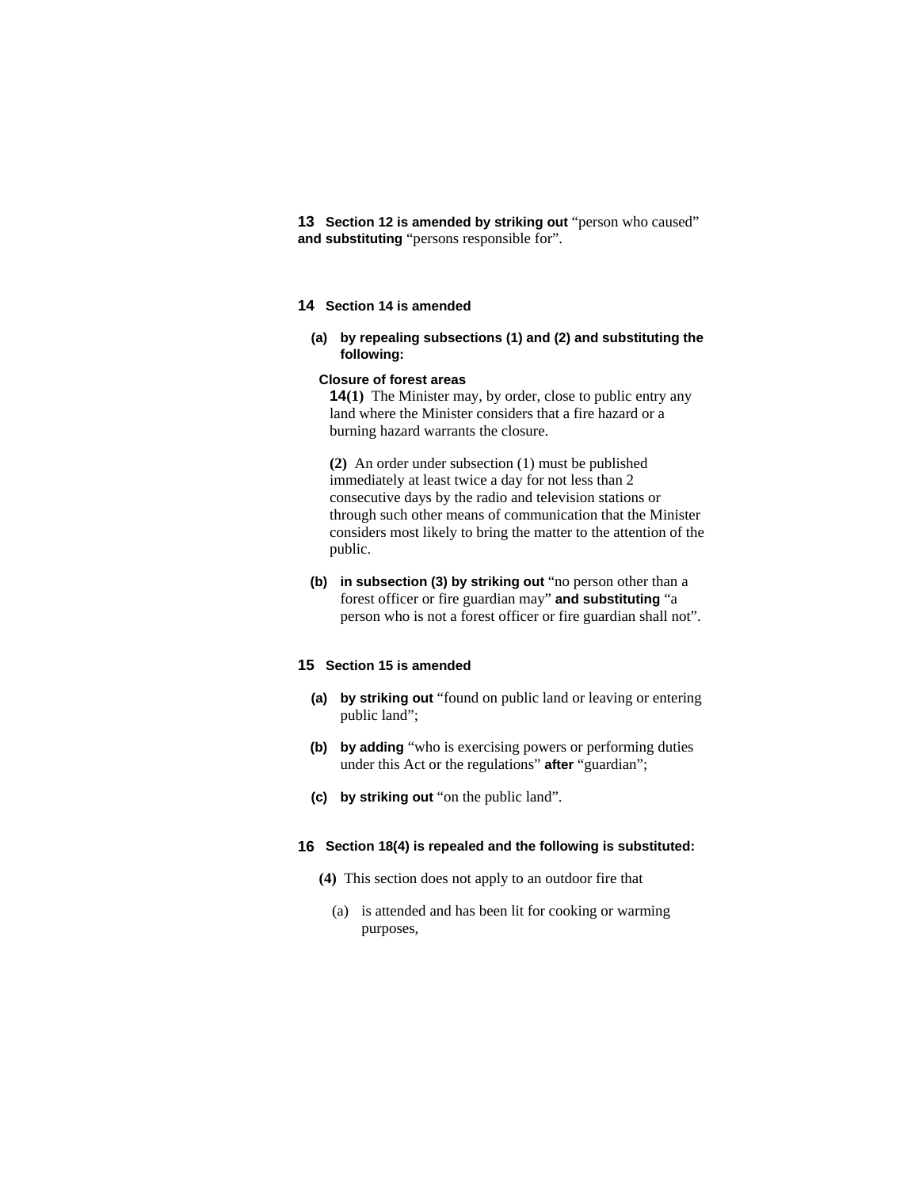**13** **Section 12 is amended by striking out** “person who caused” **and substituting** “persons responsible for”.

**14** **Section 14 is amended**

**(a)** **by repealing subsections (1) and (2) and substituting the following:**

**Closure of forest areas**

**14(1)** The Minister may, by order, close to public entry any land where the Minister considers that a fire hazard or a burning hazard warrants the closure.

**(2)** An order under subsection (1) must be published immediately at least twice a day for not less than 2 consecutive days by the radio and television stations or through such other means of communication that the Minister considers most likely to bring the matter to the attention of the public.

**(b)** **in subsection (3) by striking out** “no person other than a forest officer or fire guardian may” **and substituting** “a person who is not a forest officer or fire guardian shall not”.

**15** **Section 15 is amended**

**(a)** **by striking out** “found on public land or leaving or entering public land”;

**(b)** **by adding** “who is exercising powers or performing duties under this Act or the regulations” **after** “guardian”;

**(c)** **by striking out** “on the public land”.

**16** **Section 18(4) is repealed and the following is substituted:**

**(4)** This section does not apply to an outdoor fire that

(a) is attended and has been lit for cooking or warming purposes,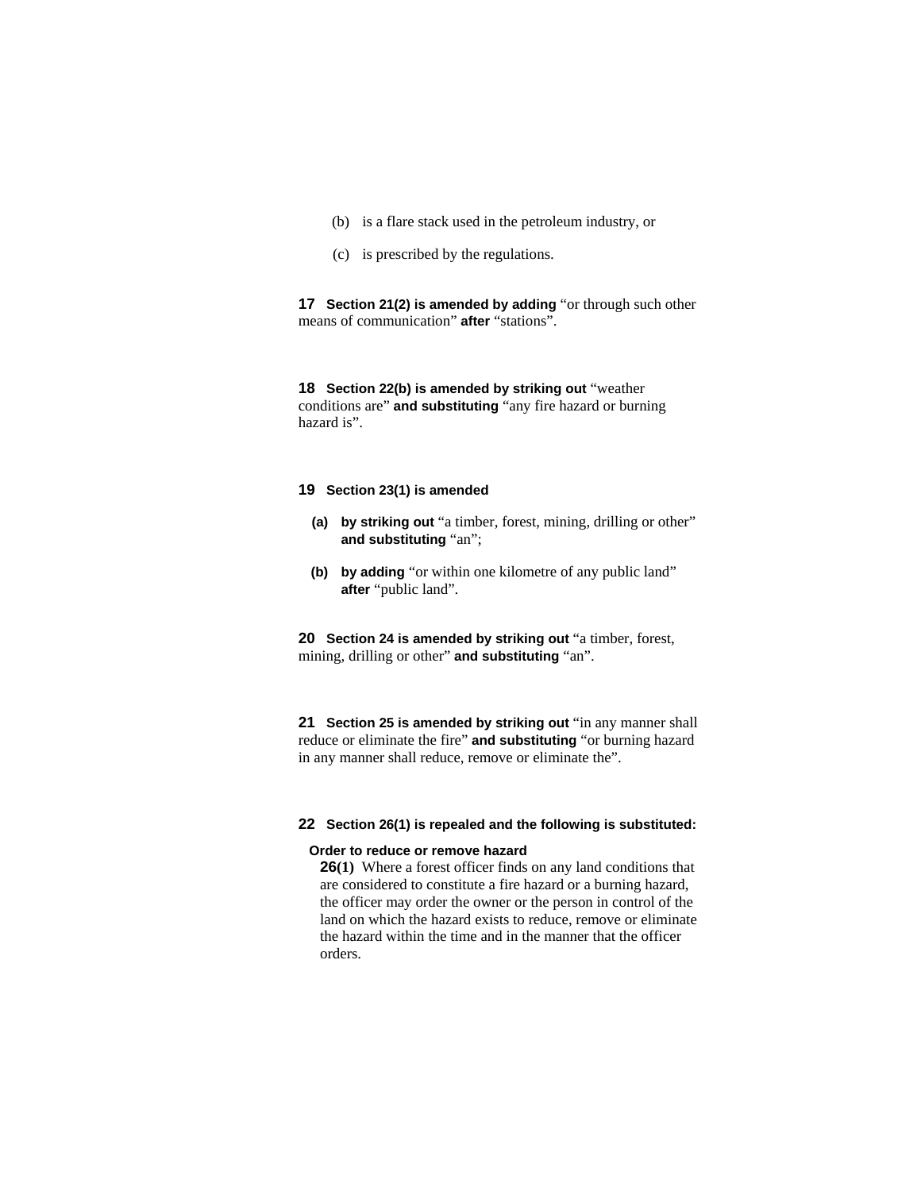(b) is a flare stack used in the petroleum industry, or

(c) is prescribed by the regulations.

**17** **Section 21(2) is amended by adding** "or through such other means of communication" **after** "stations".

**18** **Section 22(b) is amended by striking out** "weather conditions are" **and substituting** "any fire hazard or burning hazard is".

**19** **Section 23(1) is amended**

**(a)** **by striking out** "a timber, forest, mining, drilling or other" **and substituting** "an";

**(b)** **by adding** "or within one kilometre of any public land" **after** "public land".

**20** **Section 24 is amended by striking out** "a timber, forest, mining, drilling or other" **and substituting** "an".

**21** **Section 25 is amended by striking out** "in any manner shall reduce or eliminate the fire" **and substituting** "or burning hazard in any manner shall reduce, remove or eliminate the".

**22** **Section 26(1) is repealed and the following is substituted:**

**Order to reduce or remove hazard**

**26(1)** Where a forest officer finds on any land conditions that are considered to constitute a fire hazard or a burning hazard, the officer may order the owner or the person in control of the land on which the hazard exists to reduce, remove or eliminate the hazard within the time and in the manner that the officer orders.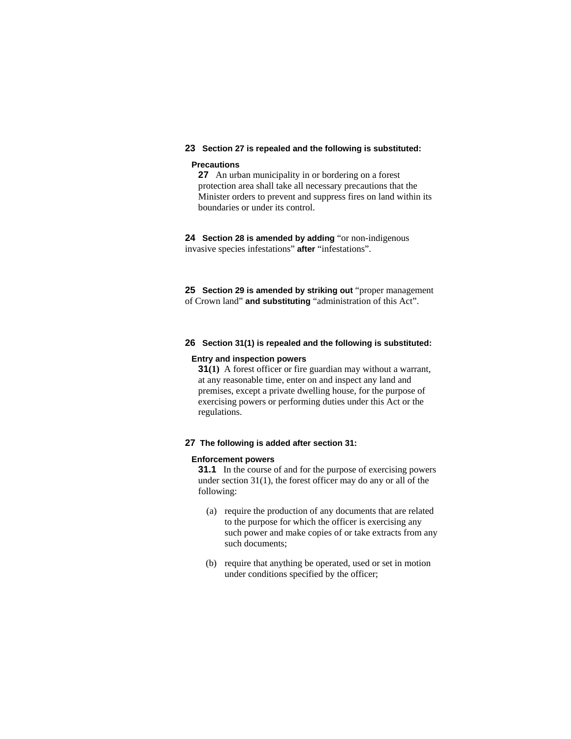**23 Section 27 is repealed and the following is substituted:**

**Precautions**

**27** An urban municipality in or bordering on a forest protection area shall take all necessary precautions that the Minister orders to prevent and suppress fires on land within its boundaries or under its control.

**24 Section 28 is amended by adding** "or non-indigenous invasive species infestations" **after** "infestations".

**25 Section 29 is amended by striking out** "proper management of Crown land" **and substituting** "administration of this Act".

**26 Section 31(1) is repealed and the following is substituted:**

**Entry and inspection powers**

**31(1)** A forest officer or fire guardian may without a warrant, at any reasonable time, enter on and inspect any land and premises, except a private dwelling house, for the purpose of exercising powers or performing duties under this Act or the regulations.

**27 The following is added after section 31:**

**Enforcement powers**

**31.1** In the course of and for the purpose of exercising powers under section 31(1), the forest officer may do any or all of the following:

(a) require the production of any documents that are related to the purpose for which the officer is exercising any such power and make copies of or take extracts from any such documents;

(b) require that anything be operated, used or set in motion under conditions specified by the officer;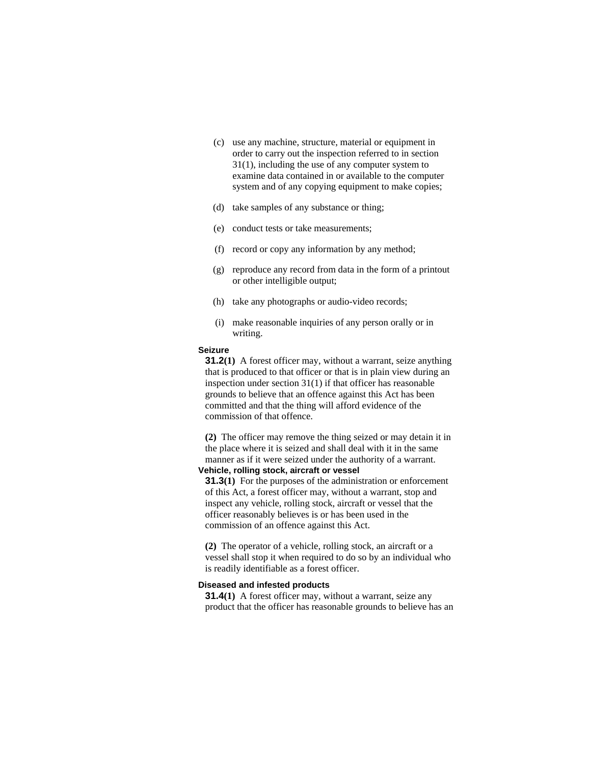(c) use any machine, structure, material or equipment in order to carry out the inspection referred to in section 31(1), including the use of any computer system to examine data contained in or available to the computer system and of any copying equipment to make copies;

(d) take samples of any substance or thing;

(e) conduct tests or take measurements;

(f) record or copy any information by any method;

(g) reproduce any record from data in the form of a printout or other intelligible output;

(h) take any photographs or audio-video records;

(i) make reasonable inquiries of any person orally or in writing.

**Seizure**

**31.2(1)** A forest officer may, without a warrant, seize anything that is produced to that officer or that is in plain view during an inspection under section 31(1) if that officer has reasonable grounds to believe that an offence against this Act has been committed and that the thing will afford evidence of the commission of that offence.

**(2)** The officer may remove the thing seized or may detain it in the place where it is seized and shall deal with it in the same manner as if it were seized under the authority of a warrant.

**Vehicle, rolling stock, aircraft or vessel**

**31.3(1)** For the purposes of the administration or enforcement of this Act, a forest officer may, without a warrant, stop and inspect any vehicle, rolling stock, aircraft or vessel that the officer reasonably believes is or has been used in the commission of an offence against this Act.

**(2)** The operator of a vehicle, rolling stock, an aircraft or a vessel shall stop it when required to do so by an individual who is readily identifiable as a forest officer.

**Diseased and infested products**

**31.4(1)** A forest officer may, without a warrant, seize any product that the officer has reasonable grounds to believe has an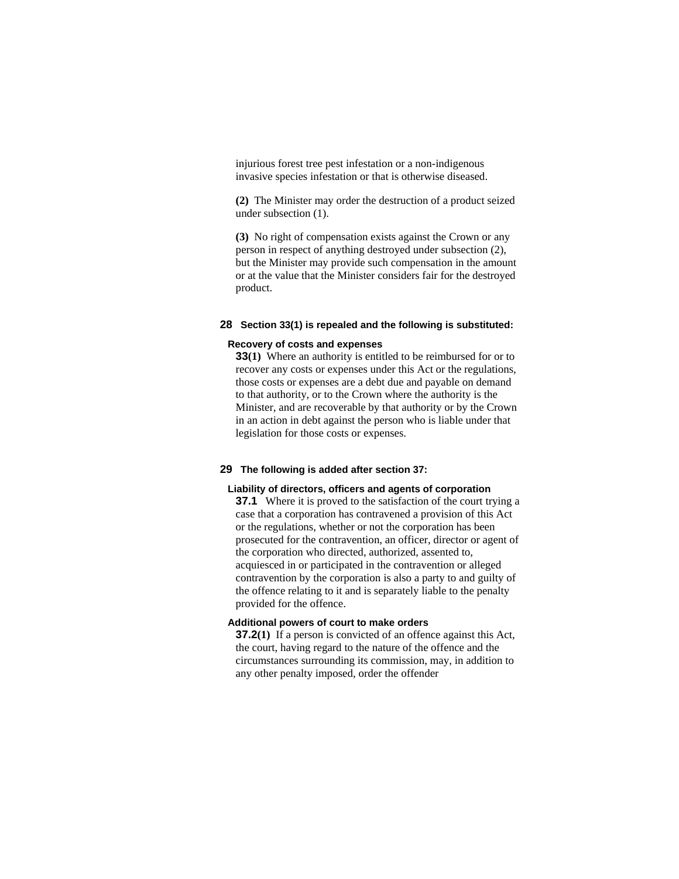injurious forest tree pest infestation or a non-indigenous invasive species infestation or that is otherwise diseased.

**(2)** The Minister may order the destruction of a product seized under subsection (1).

**(3)** No right of compensation exists against the Crown or any person in respect of anything destroyed under subsection (2), but the Minister may provide such compensation in the amount or at the value that the Minister considers fair for the destroyed product.

**28 Section 33(1) is repealed and the following is substituted:**

**Recovery of costs and expenses**

**33(1)** Where an authority is entitled to be reimbursed for or to recover any costs or expenses under this Act or the regulations, those costs or expenses are a debt due and payable on demand to that authority, or to the Crown where the authority is the Minister, and are recoverable by that authority or by the Crown in an action in debt against the person who is liable under that legislation for those costs or expenses.

**29 The following is added after section 37:**

**Liability of directors, officers and agents of corporation**

**37.1** Where it is proved to the satisfaction of the court trying a case that a corporation has contravened a provision of this Act or the regulations, whether or not the corporation has been prosecuted for the contravention, an officer, director or agent of the corporation who directed, authorized, assented to, acquiesced in or participated in the contravention or alleged contravention by the corporation is also a party to and guilty of the offence relating to it and is separately liable to the penalty provided for the offence.

**Additional powers of court to make orders**

**37.2(1)** If a person is convicted of an offence against this Act, the court, having regard to the nature of the offence and the circumstances surrounding its commission, may, in addition to any other penalty imposed, order the offender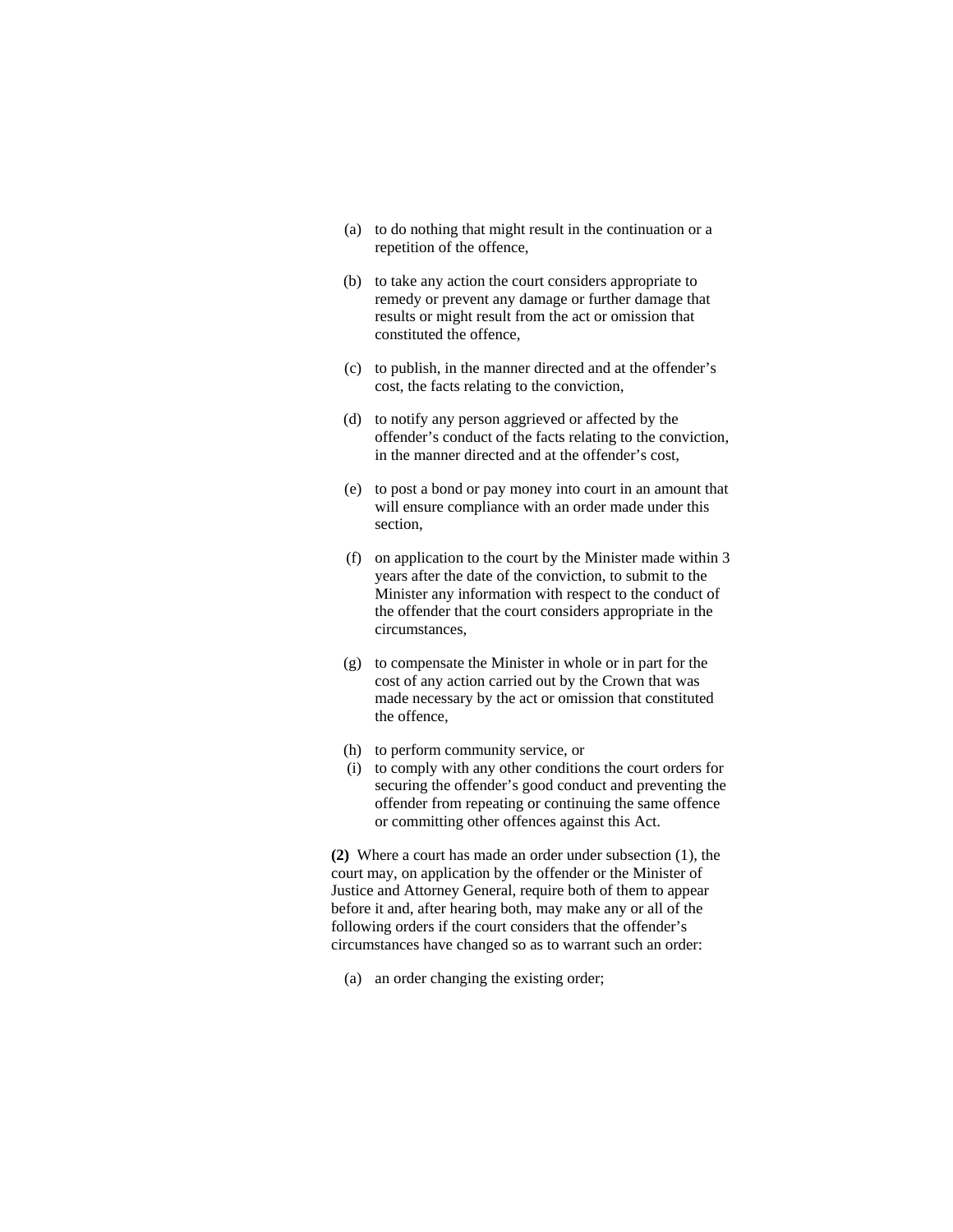(a) to do nothing that might result in the continuation or a repetition of the offence,

(b) to take any action the court considers appropriate to remedy or prevent any damage or further damage that results or might result from the act or omission that constituted the offence,

(c) to publish, in the manner directed and at the offender's cost, the facts relating to the conviction,

(d) to notify any person aggrieved or affected by the offender's conduct of the facts relating to the conviction, in the manner directed and at the offender's cost,

(e) to post a bond or pay money into court in an amount that will ensure compliance with an order made under this section,

(f) on application to the court by the Minister made within 3 years after the date of the conviction, to submit to the Minister any information with respect to the conduct of the offender that the court considers appropriate in the circumstances,

(g) to compensate the Minister in whole or in part for the cost of any action carried out by the Crown that was made necessary by the act or omission that constituted the offence,

(h) to perform community service, or

(i) to comply with any other conditions the court orders for securing the offender's good conduct and preventing the offender from repeating or continuing the same offence or committing other offences against this Act.

**(2)** Where a court has made an order under subsection (1), the court may, on application by the offender or the Minister of Justice and Attorney General, require both of them to appear before it and, after hearing both, may make any or all of the following orders if the court considers that the offender's circumstances have changed so as to warrant such an order:

(a) an order changing the existing order;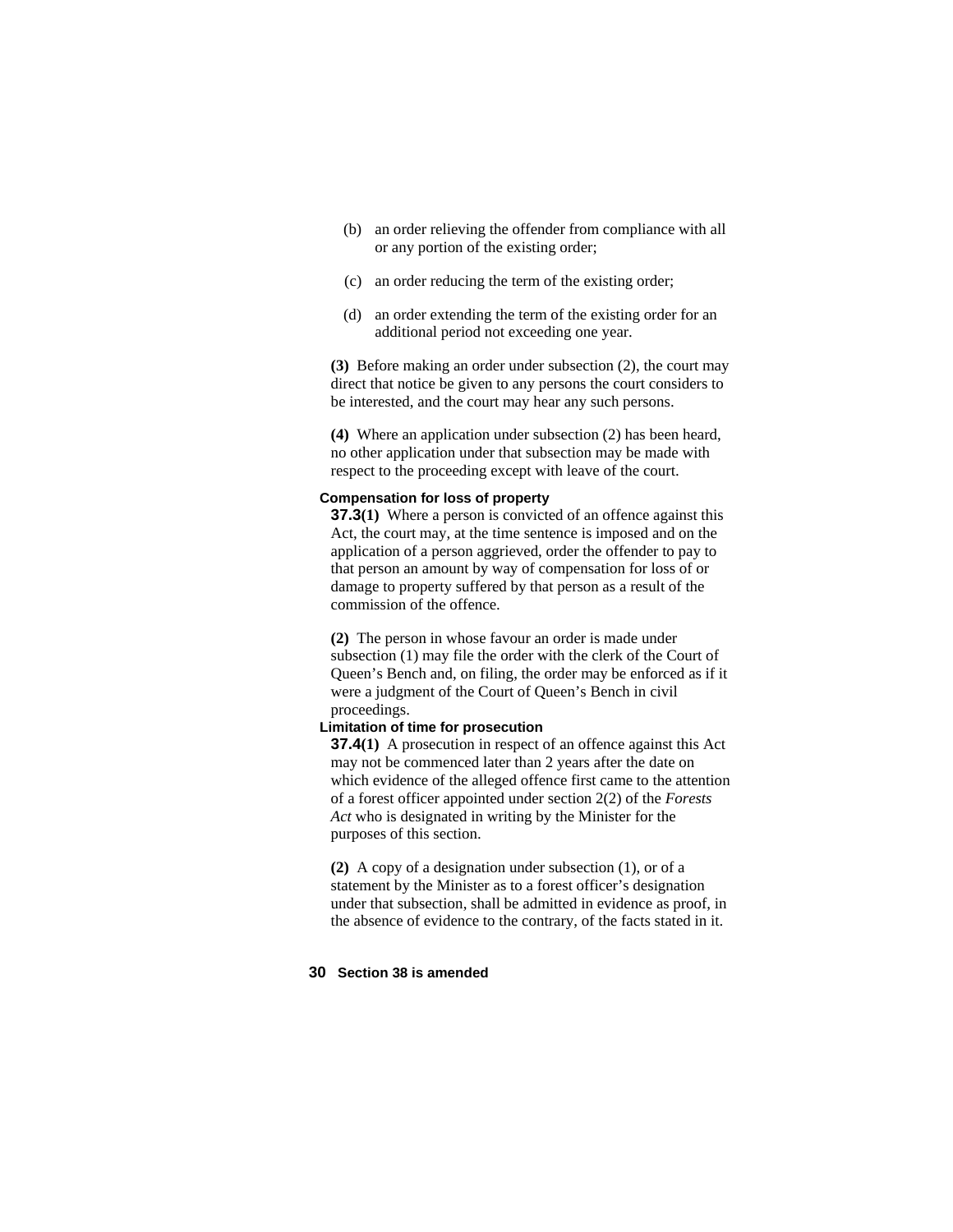(b) an order relieving the offender from compliance with all or any portion of the existing order;

(c) an order reducing the term of the existing order;

(d) an order extending the term of the existing order for an additional period not exceeding one year.

**(3)** Before making an order under subsection (2), the court may direct that notice be given to any persons the court considers to be interested, and the court may hear any such persons.

**(4)** Where an application under subsection (2) has been heard, no other application under that subsection may be made with respect to the proceeding except with leave of the court.

**Compensation for loss of property**

**37.3(1)** Where a person is convicted of an offence against this Act, the court may, at the time sentence is imposed and on the application of a person aggrieved, order the offender to pay to that person an amount by way of compensation for loss of or damage to property suffered by that person as a result of the commission of the offence.

**(2)** The person in whose favour an order is made under subsection (1) may file the order with the clerk of the Court of Queen's Bench and, on filing, the order may be enforced as if it were a judgment of the Court of Queen's Bench in civil proceedings.

**Limitation of time for prosecution**

**37.4(1)** A prosecution in respect of an offence against this Act may not be commenced later than 2 years after the date on which evidence of the alleged offence first came to the attention of a forest officer appointed under section 2(2) of the *Forests Act* who is designated in writing by the Minister for the purposes of this section.

**(2)** A copy of a designation under subsection (1), or of a statement by the Minister as to a forest officer's designation under that subsection, shall be admitted in evidence as proof, in the absence of evidence to the contrary, of the facts stated in it.

**30 Section 38 is amended**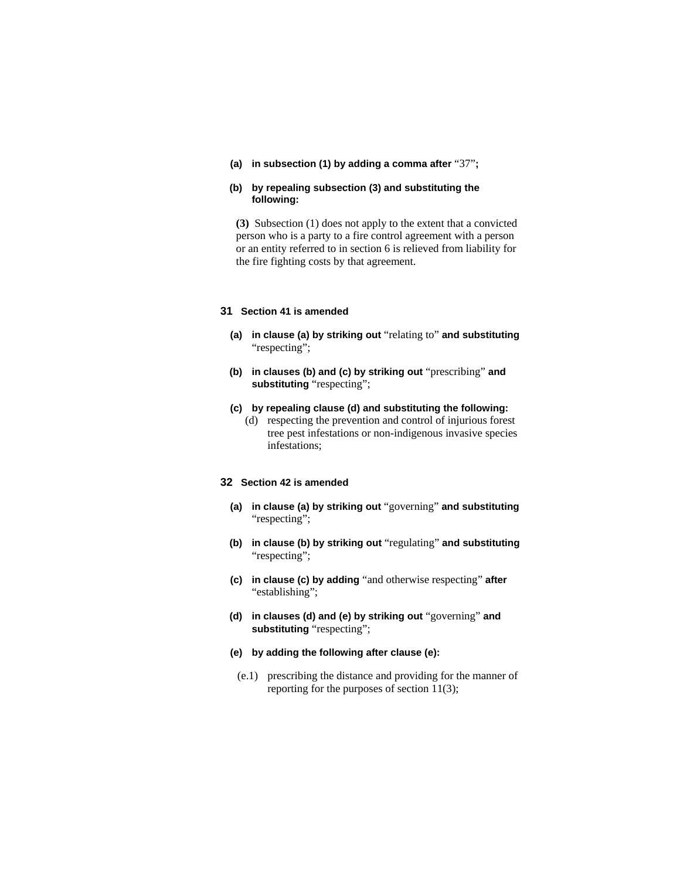**(a) in subsection (1) by adding a comma after** “37”**;**

**(b) by repealing subsection (3) and substituting the following:**

**(3)** Subsection (1) does not apply to the extent that a convicted person who is a party to a fire control agreement with a person or an entity referred to in section 6 is relieved from liability for the fire fighting costs by that agreement.

**31 Section 41 is amended**

**(a) in clause (a) by striking out** “relating to” **and substituting** “respecting”;

**(b) in clauses (b) and (c) by striking out** “prescribing” **and substituting** “respecting”;

**(c) by repealing clause (d) and substituting the following:**

(d) respecting the prevention and control of injurious forest tree pest infestations or non-indigenous invasive species infestations;

**32 Section 42 is amended**

**(a) in clause (a) by striking out** “governing” **and substituting** “respecting”;

**(b) in clause (b) by striking out** “regulating” **and substituting** “respecting”;

**(c) in clause (c) by adding** “and otherwise respecting” **after** “establishing”;

**(d) in clauses (d) and (e) by striking out** “governing” **and substituting** “respecting”;

**(e) by adding the following after clause (e):**

(e.1) prescribing the distance and providing for the manner of reporting for the purposes of section 11(3);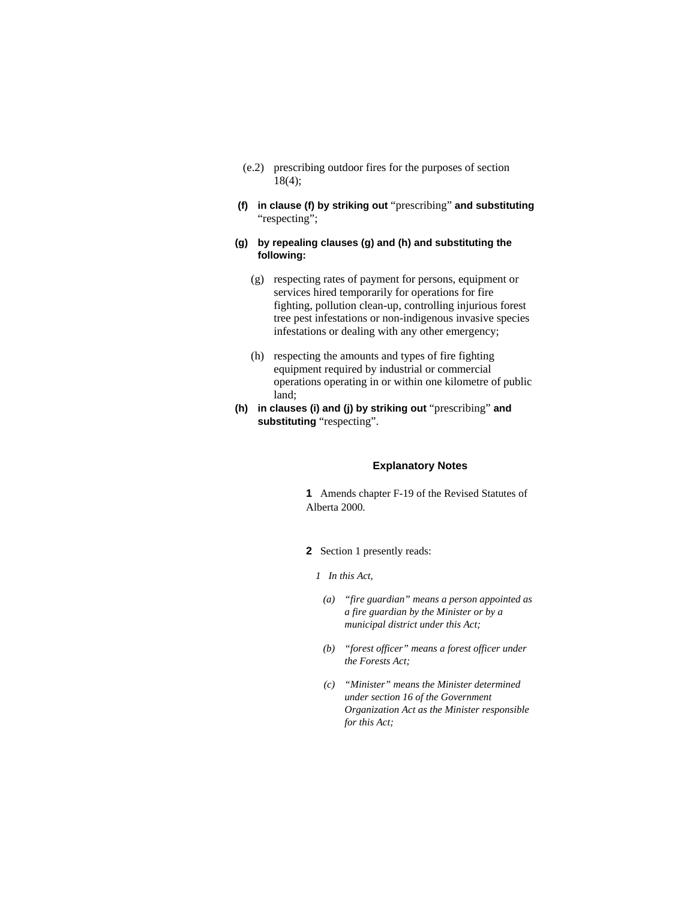(e.2) prescribing outdoor fires for the purposes of section 18(4);

**(f) in clause (f) by striking out** "prescribing" **and substituting** "respecting";

**(g) by repealing clauses (g) and (h) and substituting the following:**

(g) respecting rates of payment for persons, equipment or services hired temporarily for operations for fire fighting, pollution clean-up, controlling injurious forest tree pest infestations or non-indigenous invasive species infestations or dealing with any other emergency;

(h) respecting the amounts and types of fire fighting equipment required by industrial or commercial operations operating in or within one kilometre of public land;

**(h) in clauses (i) and (j) by striking out** "prescribing" **and substituting** "respecting".

### Explanatory Notes

**1** Amends chapter F-19 of the Revised Statutes of Alberta 2000.

**2** Section 1 presently reads:

*1 In this Act,*

*(a) "fire guardian" means a person appointed as a fire guardian by the Minister or by a municipal district under this Act;*

*(b) "forest officer" means a forest officer under the Forests Act;*

*(c) "Minister" means the Minister determined under section 16 of the Government Organization Act as the Minister responsible for this Act;*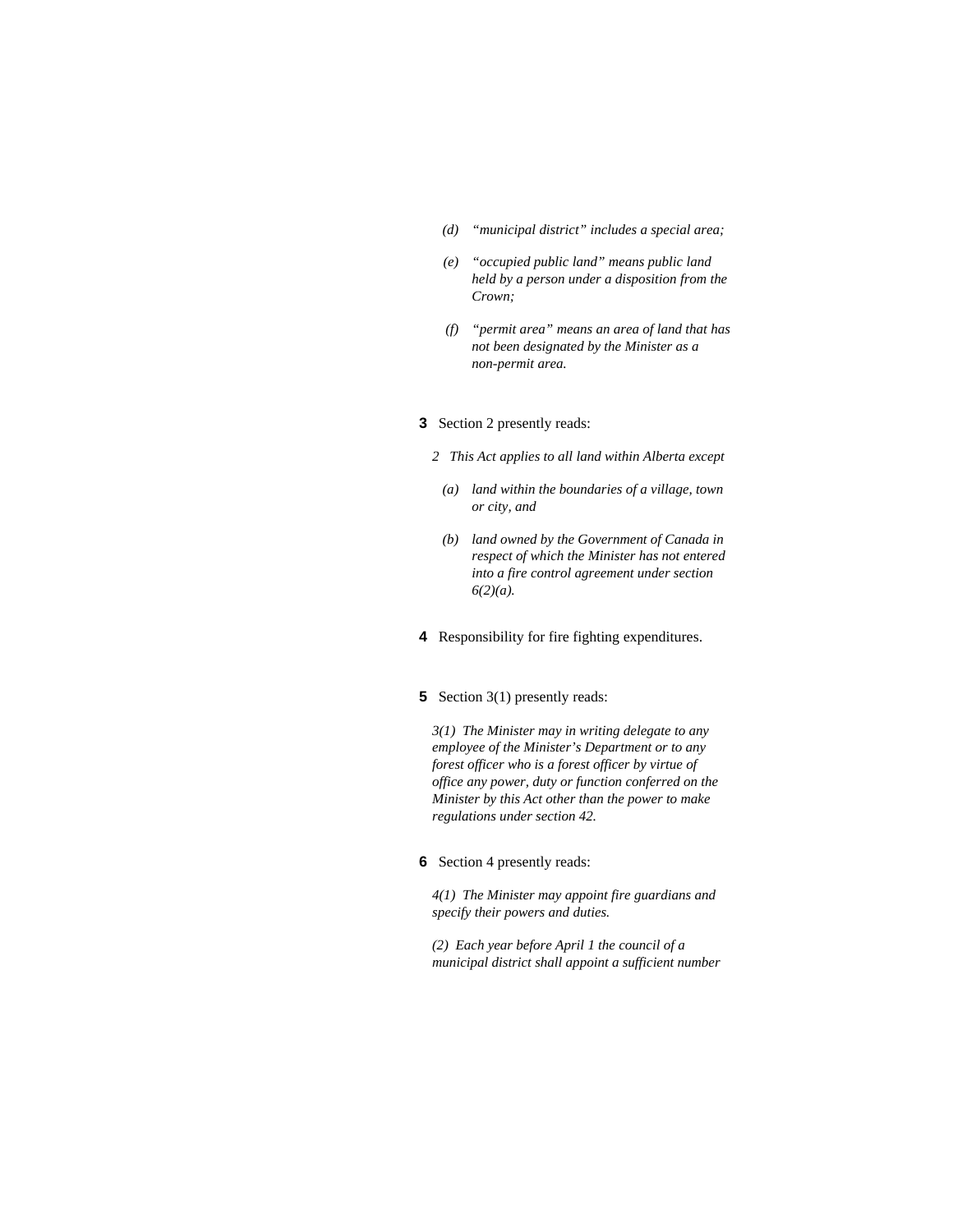*(d) "municipal district" includes a special area;*

*(e) "occupied public land" means public land held by a person under a disposition from the Crown;*

*(f) "permit area" means an area of land that has not been designated by the Minister as a non-permit area.*

**3** Section 2 presently reads:

*2 This Act applies to all land within Alberta except*

*(a) land within the boundaries of a village, town or city, and*

*(b) land owned by the Government of Canada in respect of which the Minister has not entered into a fire control agreement under section 6(2)(a).*

**4** Responsibility for fire fighting expenditures.

**5** Section 3(1) presently reads:

*3(1) The Minister may in writing delegate to any employee of the Minister's Department or to any forest officer who is a forest officer by virtue of office any power, duty or function conferred on the Minister by this Act other than the power to make regulations under section 42.*

**6** Section 4 presently reads:

*4(1) The Minister may appoint fire guardians and specify their powers and duties.*

*(2) Each year before April 1 the council of a municipal district shall appoint a sufficient number*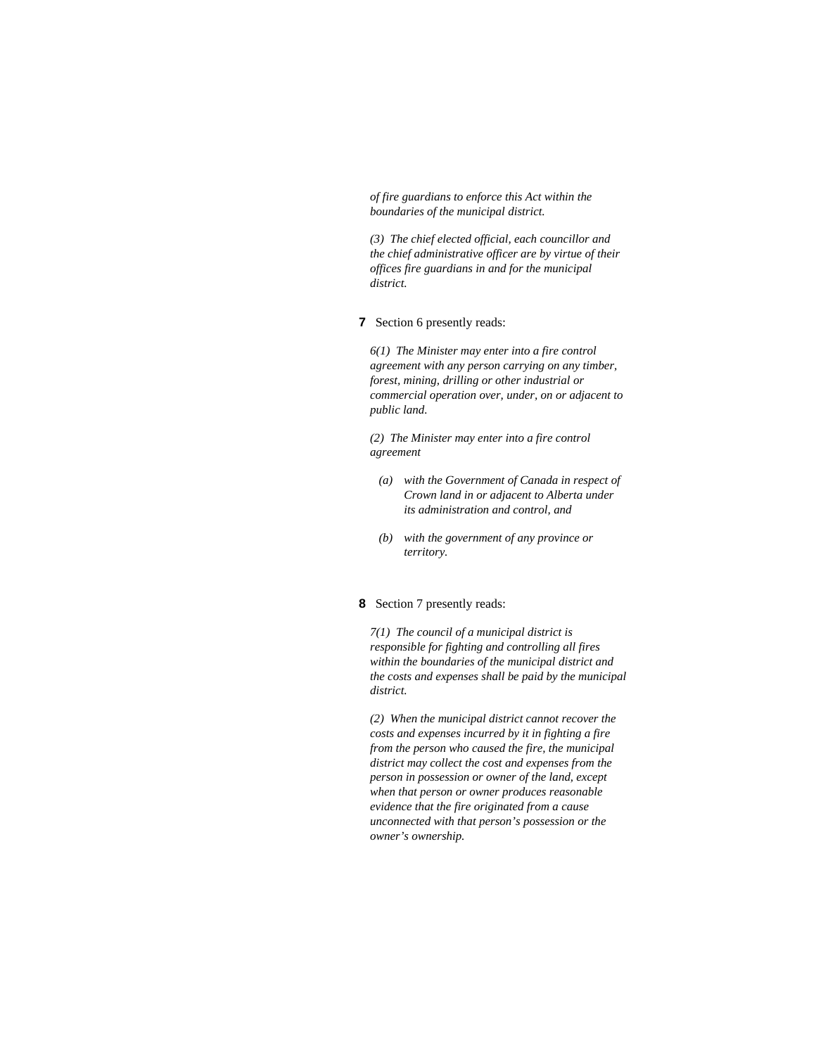*of fire guardians to enforce this Act within the boundaries of the municipal district.*

*(3) The chief elected official, each councillor and the chief administrative officer are by virtue of their offices fire guardians in and for the municipal district.*

**7** Section 6 presently reads:

*6(1) The Minister may enter into a fire control agreement with any person carrying on any timber, forest, mining, drilling or other industrial or commercial operation over, under, on or adjacent to public land.*

*(2) The Minister may enter into a fire control agreement*

- *(a) with the Government of Canada in respect of Crown land in or adjacent to Alberta under its administration and control, and*
- *(b) with the government of any province or territory.*

**8** Section 7 presently reads:

*7(1) The council of a municipal district is responsible for fighting and controlling all fires within the boundaries of the municipal district and the costs and expenses shall be paid by the municipal district.*

*(2) When the municipal district cannot recover the costs and expenses incurred by it in fighting a fire from the person who caused the fire, the municipal district may collect the cost and expenses from the person in possession or owner of the land, except when that person or owner produces reasonable evidence that the fire originated from a cause unconnected with that person's possession or the owner's ownership.*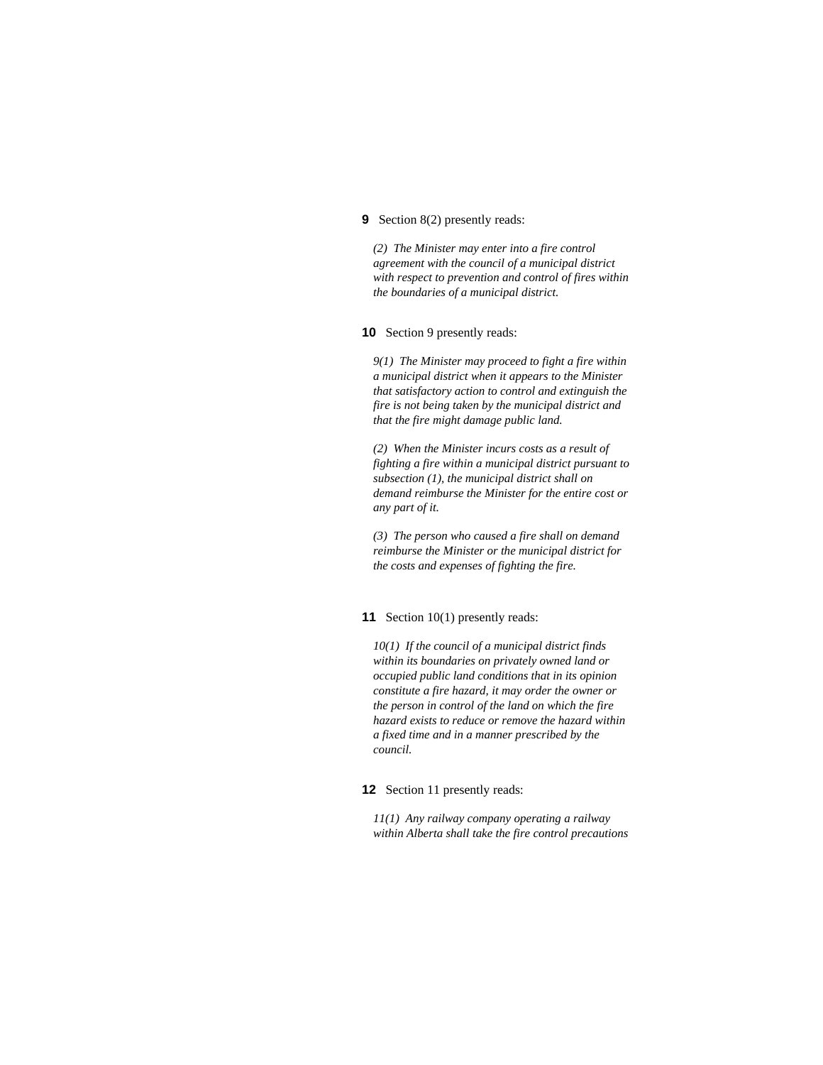**9** Section 8(2) presently reads:

*(2) The Minister may enter into a fire control agreement with the council of a municipal district with respect to prevention and control of fires within the boundaries of a municipal district.*

**10** Section 9 presently reads:

*9(1) The Minister may proceed to fight a fire within a municipal district when it appears to the Minister that satisfactory action to control and extinguish the fire is not being taken by the municipal district and that the fire might damage public land.*

*(2) When the Minister incurs costs as a result of fighting a fire within a municipal district pursuant to subsection (1), the municipal district shall on demand reimburse the Minister for the entire cost or any part of it.*

*(3) The person who caused a fire shall on demand reimburse the Minister or the municipal district for the costs and expenses of fighting the fire.*

**11** Section 10(1) presently reads:

*10(1) If the council of a municipal district finds within its boundaries on privately owned land or occupied public land conditions that in its opinion constitute a fire hazard, it may order the owner or the person in control of the land on which the fire hazard exists to reduce or remove the hazard within a fixed time and in a manner prescribed by the council.*

**12** Section 11 presently reads:

*11(1) Any railway company operating a railway within Alberta shall take the fire control precautions*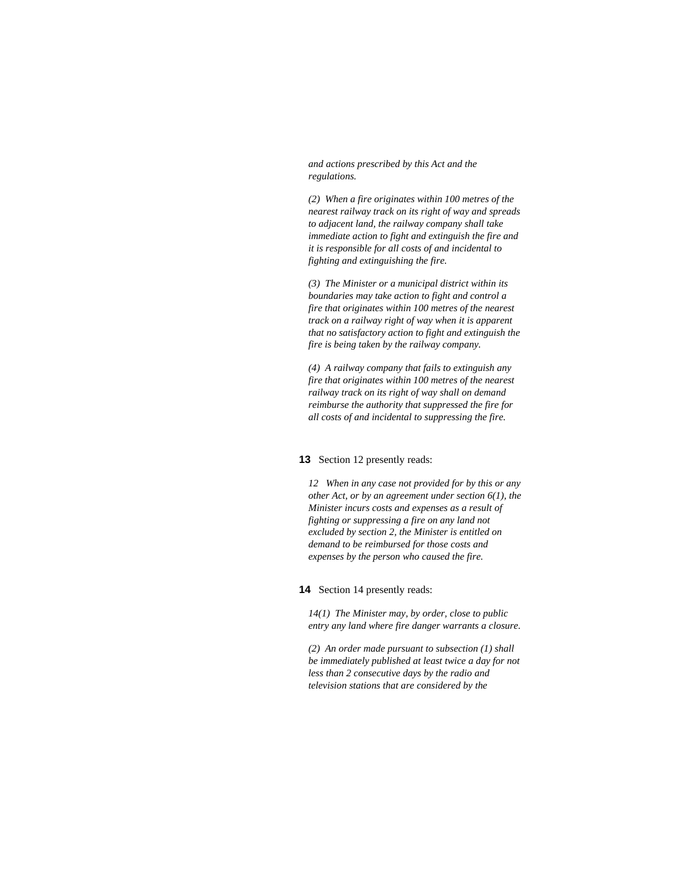*and actions prescribed by this Act and the regulations.*

*(2) When a fire originates within 100 metres of the nearest railway track on its right of way and spreads to adjacent land, the railway company shall take immediate action to fight and extinguish the fire and it is responsible for all costs of and incidental to fighting and extinguishing the fire.*

*(3) The Minister or a municipal district within its boundaries may take action to fight and control a fire that originates within 100 metres of the nearest track on a railway right of way when it is apparent that no satisfactory action to fight and extinguish the fire is being taken by the railway company.*

*(4) A railway company that fails to extinguish any fire that originates within 100 metres of the nearest railway track on its right of way shall on demand reimburse the authority that suppressed the fire for all costs of and incidental to suppressing the fire.*

**13** Section 12 presently reads:

*12 When in any case not provided for by this or any other Act, or by an agreement under section 6(1), the Minister incurs costs and expenses as a result of fighting or suppressing a fire on any land not excluded by section 2, the Minister is entitled on demand to be reimbursed for those costs and expenses by the person who caused the fire.*

**14** Section 14 presently reads:

*14(1) The Minister may, by order, close to public entry any land where fire danger warrants a closure.*

*(2) An order made pursuant to subsection (1) shall be immediately published at least twice a day for not less than 2 consecutive days by the radio and television stations that are considered by the*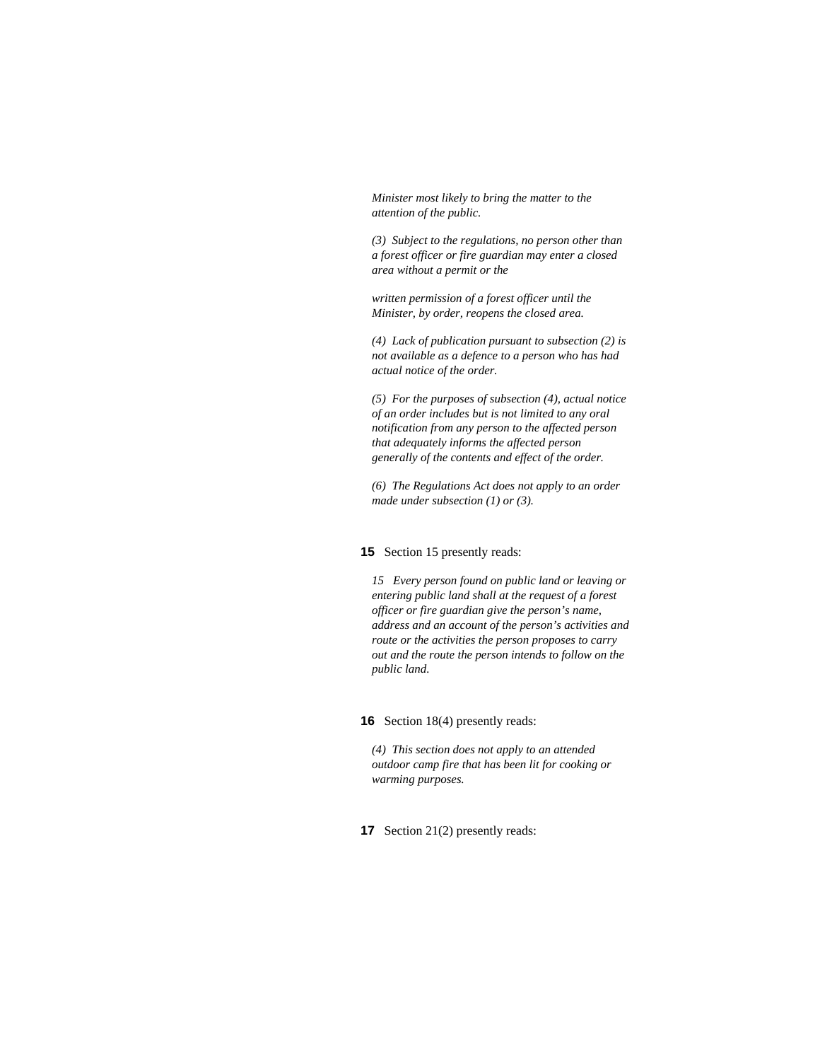*Minister most likely to bring the matter to the attention of the public.*

*(3) Subject to the regulations, no person other than a forest officer or fire guardian may enter a closed area without a permit or the*

*written permission of a forest officer until the Minister, by order, reopens the closed area.*

*(4) Lack of publication pursuant to subsection (2) is not available as a defence to a person who has had actual notice of the order.*

*(5) For the purposes of subsection (4), actual notice of an order includes but is not limited to any oral notification from any person to the affected person that adequately informs the affected person generally of the contents and effect of the order.*

*(6) The Regulations Act does not apply to an order made under subsection (1) or (3).*

**15** Section 15 presently reads:

*15 Every person found on public land or leaving or entering public land shall at the request of a forest officer or fire guardian give the person's name, address and an account of the person's activities and route or the activities the person proposes to carry out and the route the person intends to follow on the public land.*

**16** Section 18(4) presently reads:

*(4) This section does not apply to an attended outdoor camp fire that has been lit for cooking or warming purposes.*

**17** Section 21(2) presently reads: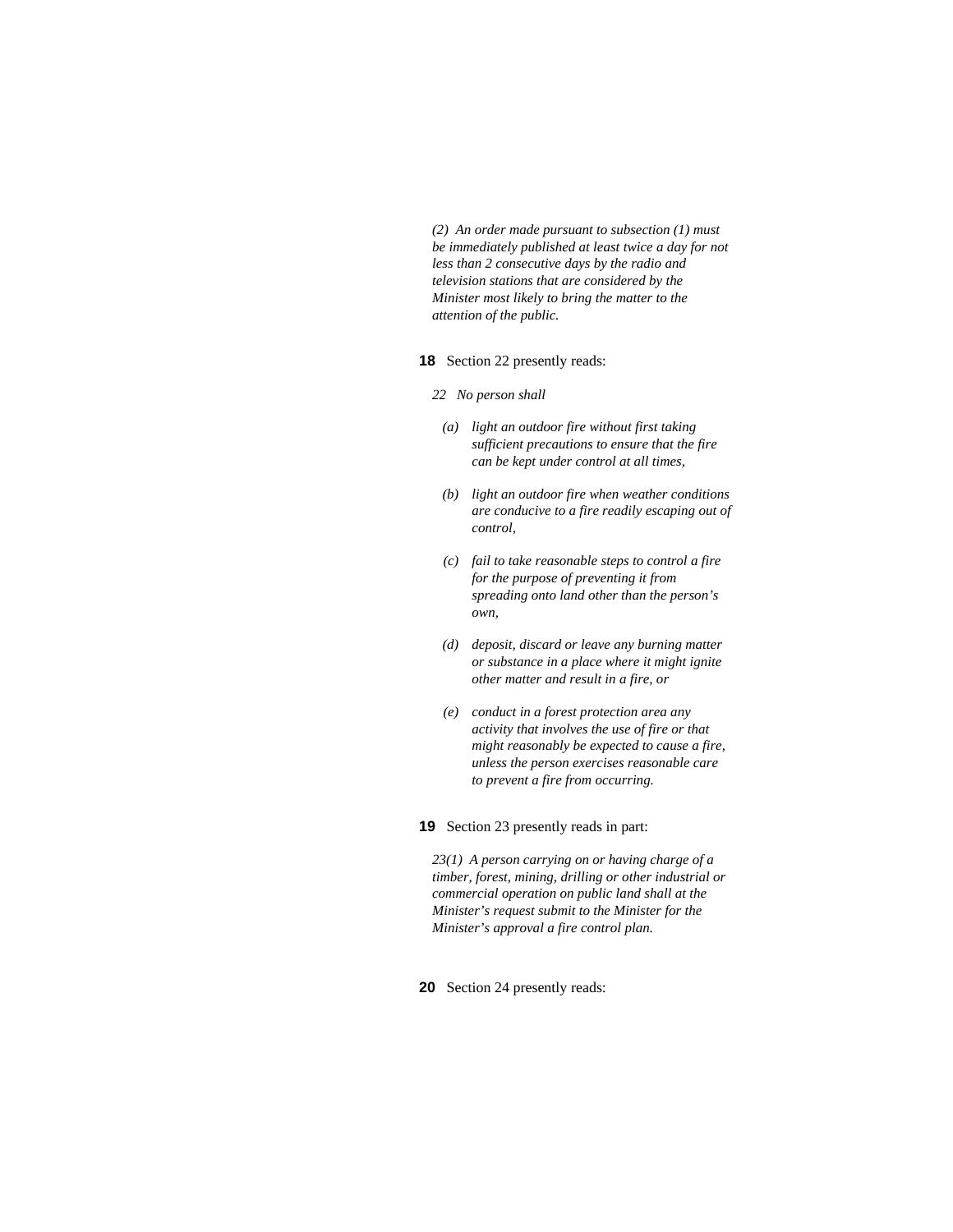*(2) An order made pursuant to subsection (1) must be immediately published at least twice a day for not less than 2 consecutive days by the radio and television stations that are considered by the Minister most likely to bring the matter to the attention of the public.*

**18** Section 22 presently reads:

*22 No person shall*

*(a) light an outdoor fire without first taking sufficient precautions to ensure that the fire can be kept under control at all times,*

*(b) light an outdoor fire when weather conditions are conducive to a fire readily escaping out of control,*

*(c) fail to take reasonable steps to control a fire for the purpose of preventing it from spreading onto land other than the person's own,*

*(d) deposit, discard or leave any burning matter or substance in a place where it might ignite other matter and result in a fire, or*

*(e) conduct in a forest protection area any activity that involves the use of fire or that might reasonably be expected to cause a fire, unless the person exercises reasonable care to prevent a fire from occurring.*

**19** Section 23 presently reads in part:

*23(1) A person carrying on or having charge of a timber, forest, mining, drilling or other industrial or commercial operation on public land shall at the Minister's request submit to the Minister for the Minister's approval a fire control plan.*

**20** Section 24 presently reads: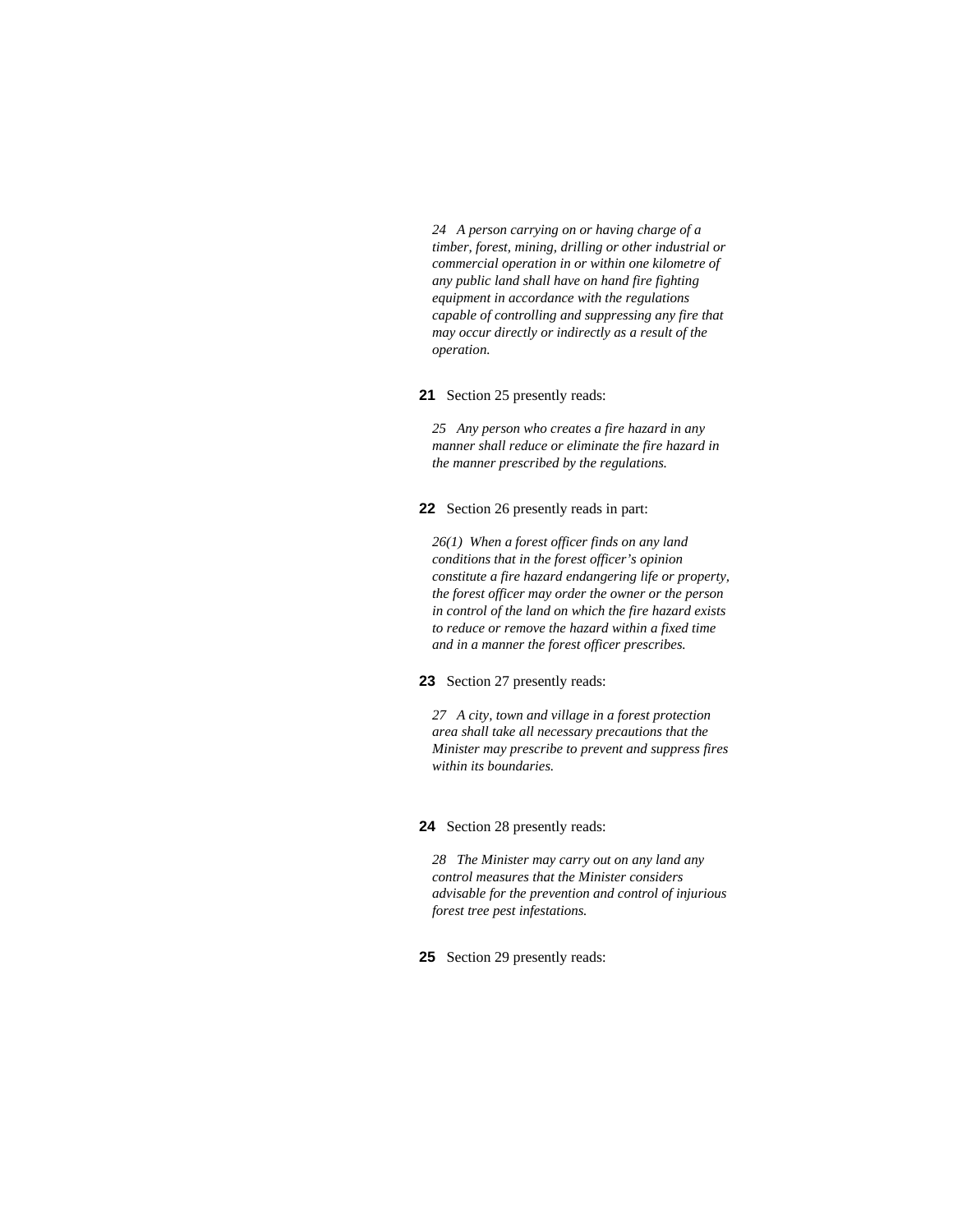*24 A person carrying on or having charge of a timber, forest, mining, drilling or other industrial or commercial operation in or within one kilometre of any public land shall have on hand fire fighting equipment in accordance with the regulations capable of controlling and suppressing any fire that may occur directly or indirectly as a result of the operation.*

**21** Section 25 presently reads:

*25 Any person who creates a fire hazard in any manner shall reduce or eliminate the fire hazard in the manner prescribed by the regulations.*

**22** Section 26 presently reads in part:

*26(1) When a forest officer finds on any land conditions that in the forest officer's opinion constitute a fire hazard endangering life or property, the forest officer may order the owner or the person in control of the land on which the fire hazard exists to reduce or remove the hazard within a fixed time and in a manner the forest officer prescribes.*

**23** Section 27 presently reads:

*27 A city, town and village in a forest protection area shall take all necessary precautions that the Minister may prescribe to prevent and suppress fires within its boundaries.*

**24** Section 28 presently reads:

*28 The Minister may carry out on any land any control measures that the Minister considers advisable for the prevention and control of injurious forest tree pest infestations.*

**25** Section 29 presently reads: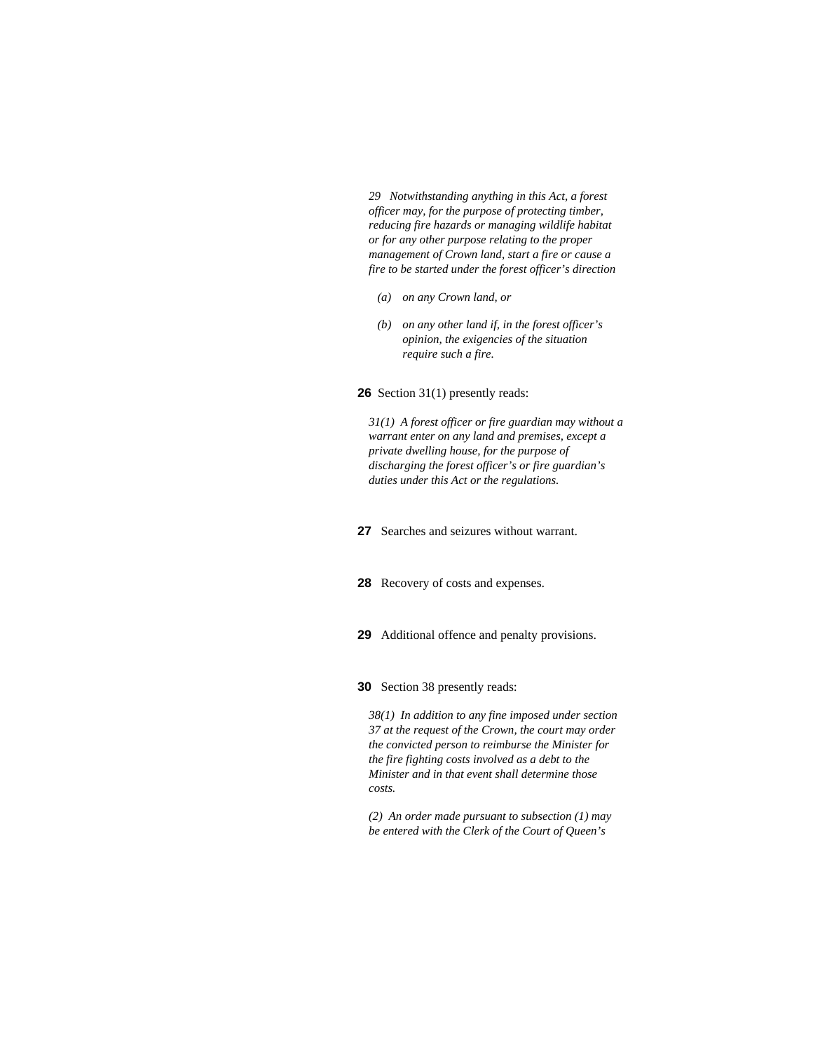*29 Notwithstanding anything in this Act, a forest officer may, for the purpose of protecting timber, reducing fire hazards or managing wildlife habitat or for any other purpose relating to the proper management of Crown land, start a fire or cause a fire to be started under the forest officer's direction*

*(a) on any Crown land, or*

*(b) on any other land if, in the forest officer's opinion, the exigencies of the situation require such a fire.*

**26** Section 31(1) presently reads:

*31(1) A forest officer or fire guardian may without a warrant enter on any land and premises, except a private dwelling house, for the purpose of discharging the forest officer's or fire guardian's duties under this Act or the regulations.*

**27** Searches and seizures without warrant.

**28** Recovery of costs and expenses.

**29** Additional offence and penalty provisions.

**30** Section 38 presently reads:

*38(1) In addition to any fine imposed under section 37 at the request of the Crown, the court may order the convicted person to reimburse the Minister for the fire fighting costs involved as a debt to the Minister and in that event shall determine those costs.*

*(2) An order made pursuant to subsection (1) may be entered with the Clerk of the Court of Queen's*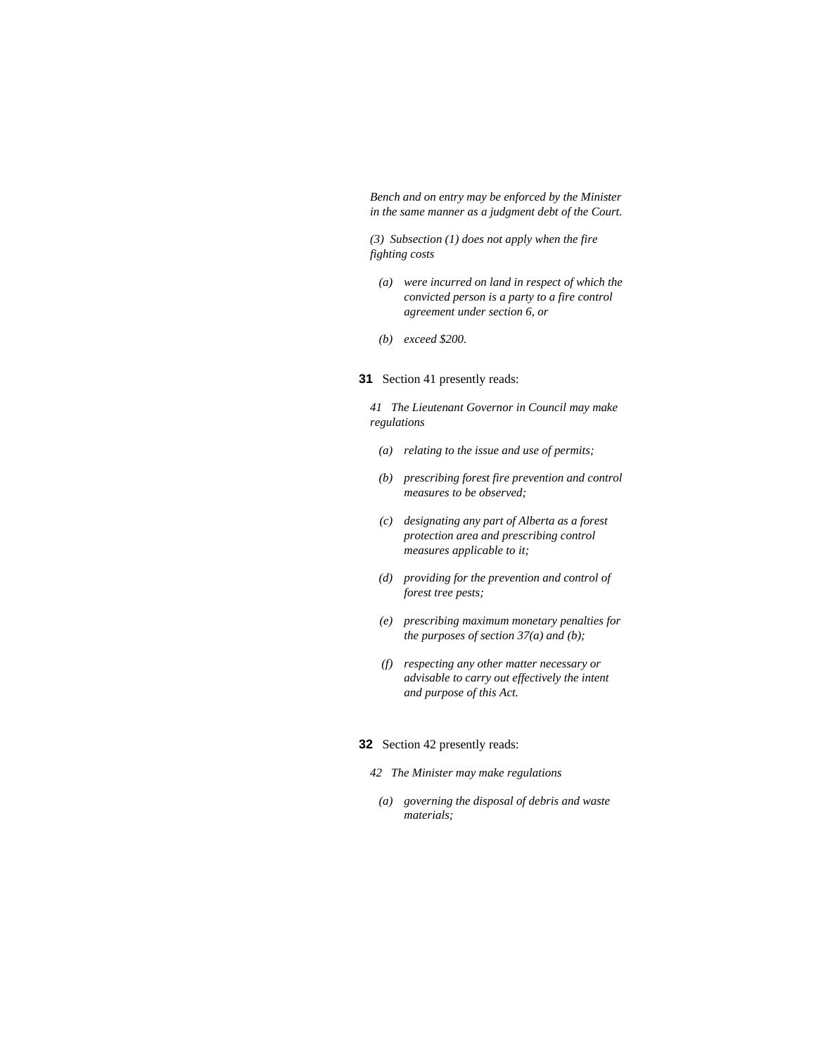*Bench and on entry may be enforced by the Minister in the same manner as a judgment debt of the Court.*

*(3) Subsection (1) does not apply when the fire fighting costs*

- *(a) were incurred on land in respect of which the convicted person is a party to a fire control agreement under section 6, or*
- *(b) exceed $200.*

**31** Section 41 presently reads:

*41 The Lieutenant Governor in Council may make regulations*

- *(a) relating to the issue and use of permits;*
- *(b) prescribing forest fire prevention and control measures to be observed;*
- *(c) designating any part of Alberta as a forest protection area and prescribing control measures applicable to it;*
- *(d) providing for the prevention and control of forest tree pests;*
- *(e) prescribing maximum monetary penalties for the purposes of section 37(a) and (b);*
- *(f) respecting any other matter necessary or advisable to carry out effectively the intent and purpose of this Act.*

**32** Section 42 presently reads:

*42 The Minister may make regulations*

- *(a) governing the disposal of debris and waste materials;*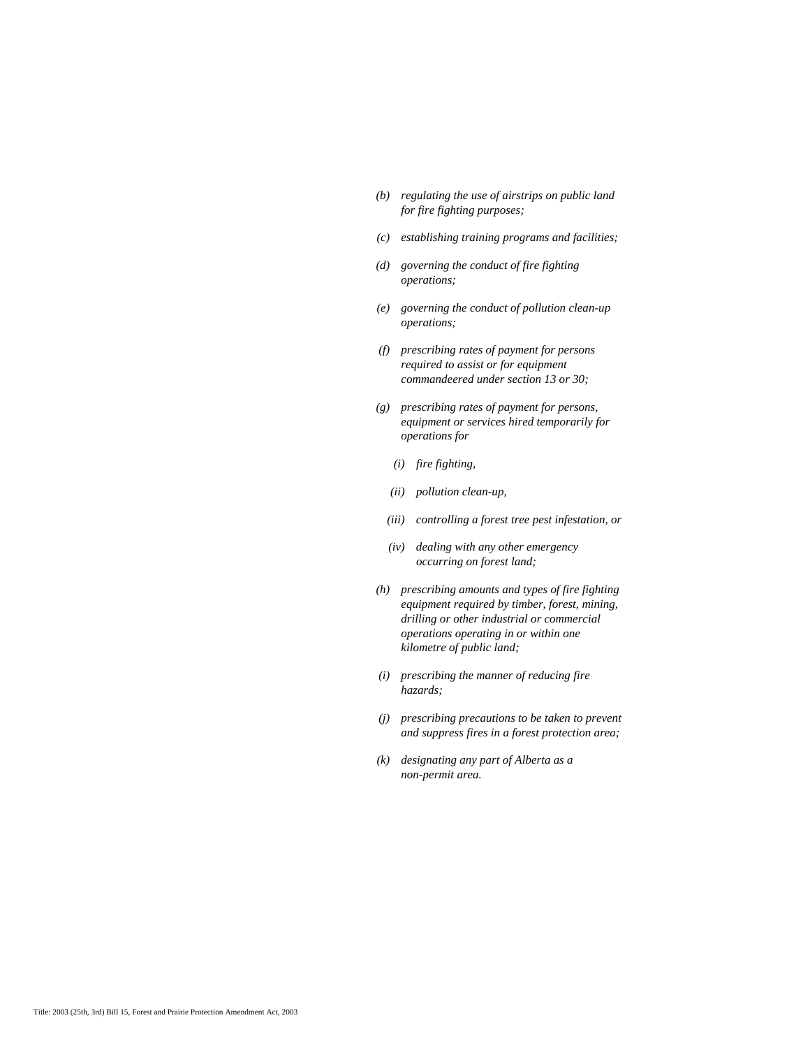*(b)* *regulating the use of airstrips on public land for fire fighting purposes;*

*(c)* *establishing training programs and facilities;*

*(d)* *governing the conduct of fire fighting operations;*

*(e)* *governing the conduct of pollution clean-up operations;*

*(f)* *prescribing rates of payment for persons required to assist or for equipment commandeered under section 13 or 30;*

*(g)* *prescribing rates of payment for persons, equipment or services hired temporarily for operations for*

*(i)* *fire fighting,*

*(ii)* *pollution clean-up,*

*(iii)* *controlling a forest tree pest infestation, or*

*(iv)* *dealing with any other emergency occurring on forest land;*

*(h)* *prescribing amounts and types of fire fighting equipment required by timber, forest, mining, drilling or other industrial or commercial operations operating in or within one kilometre of public land;*

*(i)* *prescribing the manner of reducing fire hazards;*

*(j)* *prescribing precautions to be taken to prevent and suppress fires in a forest protection area;*

*(k)* *designating any part of Alberta as a non-permit area.*